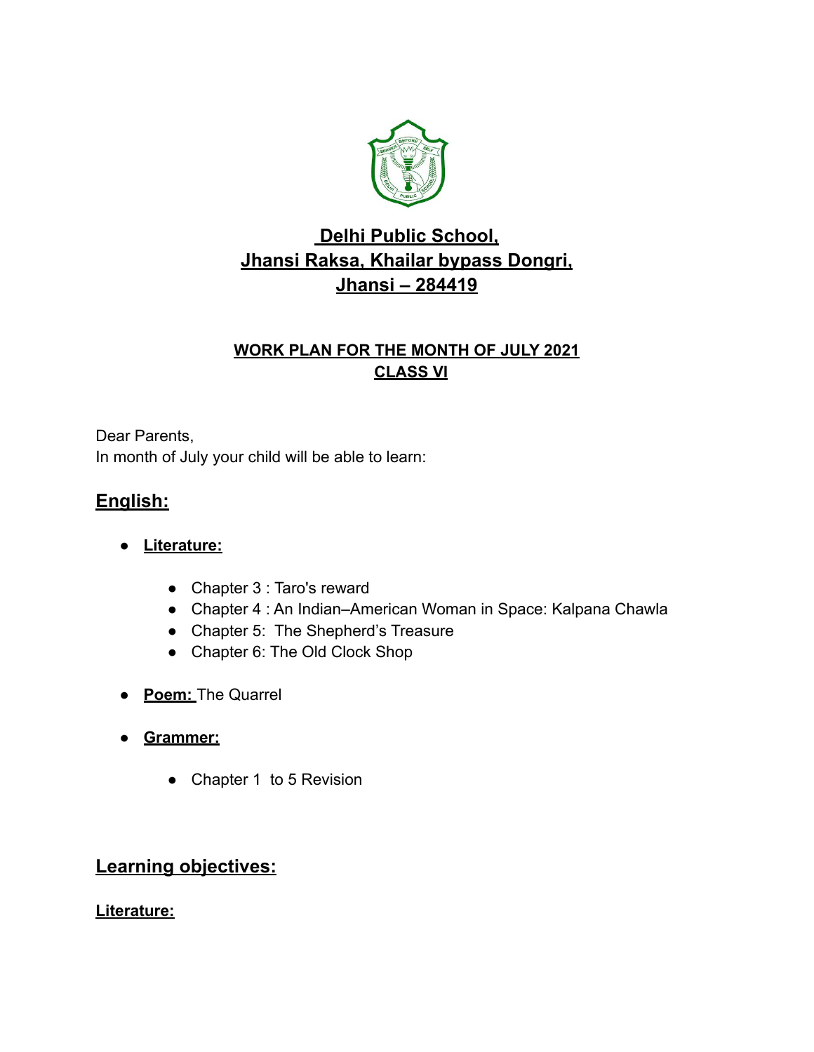# Delhi Public School, Jhansi Raksa, Khailar bypass Dongri, Jhansi – 284419

## WORK PLAN FOR THE MONTH OF JULY 2021
## CLASS VI

Dear Parents,
In month of July your child will be able to learn:

## English:

- **Literature:**
  - Chapter 3 : Taro's reward
  - Chapter 4 : An Indian–American Woman in Space: Kalpana Chawla
  - Chapter 5: The Shepherd's Treasure
  - Chapter 6: The Old Clock Shop
- **Poem:** The Quarrel
- **Grammer:**
  - Chapter 1 to 5 Revision

## Learning objectives:

**Literature:**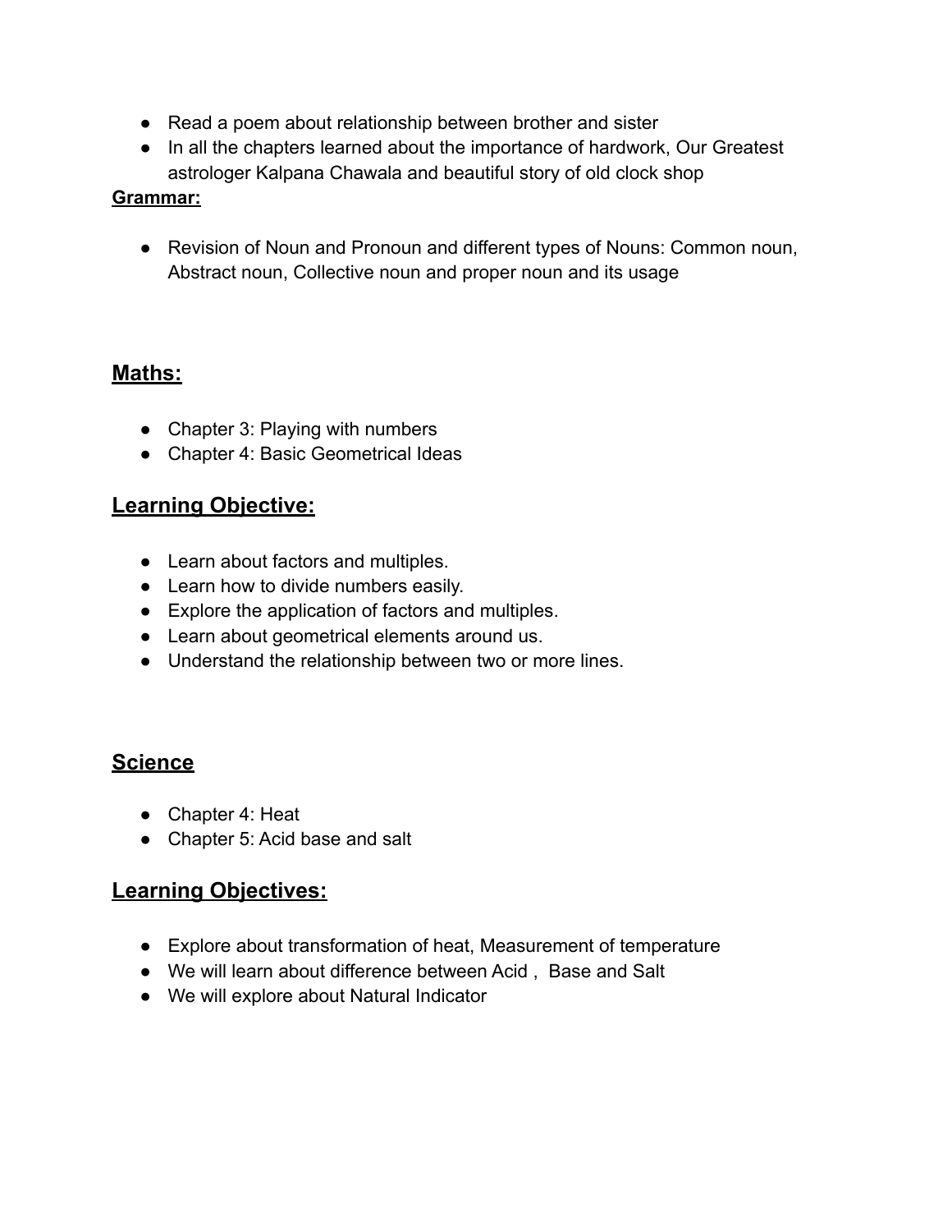- Read a poem about relationship between brother and sister
- In all the chapters learned about the importance of hardwork, Our Greatest astrologer Kalpana Chawala and beautiful story of old clock shop

**Grammar:**

- Revision of Noun and Pronoun and different types of Nouns: Common noun, Abstract noun, Collective noun and proper noun and its usage

## Maths:

- Chapter 3: Playing with numbers
- Chapter 4: Basic Geometrical Ideas

## Learning Objective:

- Learn about factors and multiples.
- Learn how to divide numbers easily.
- Explore the application of factors and multiples.
- Learn about geometrical elements around us.
- Understand the relationship between two or more lines.

## Science

- Chapter 4: Heat
- Chapter 5: Acid base and salt

## Learning Objectives:

- Explore about transformation of heat, Measurement of temperature
- We will learn about difference between Acid , Base and Salt
- We will explore about Natural Indicator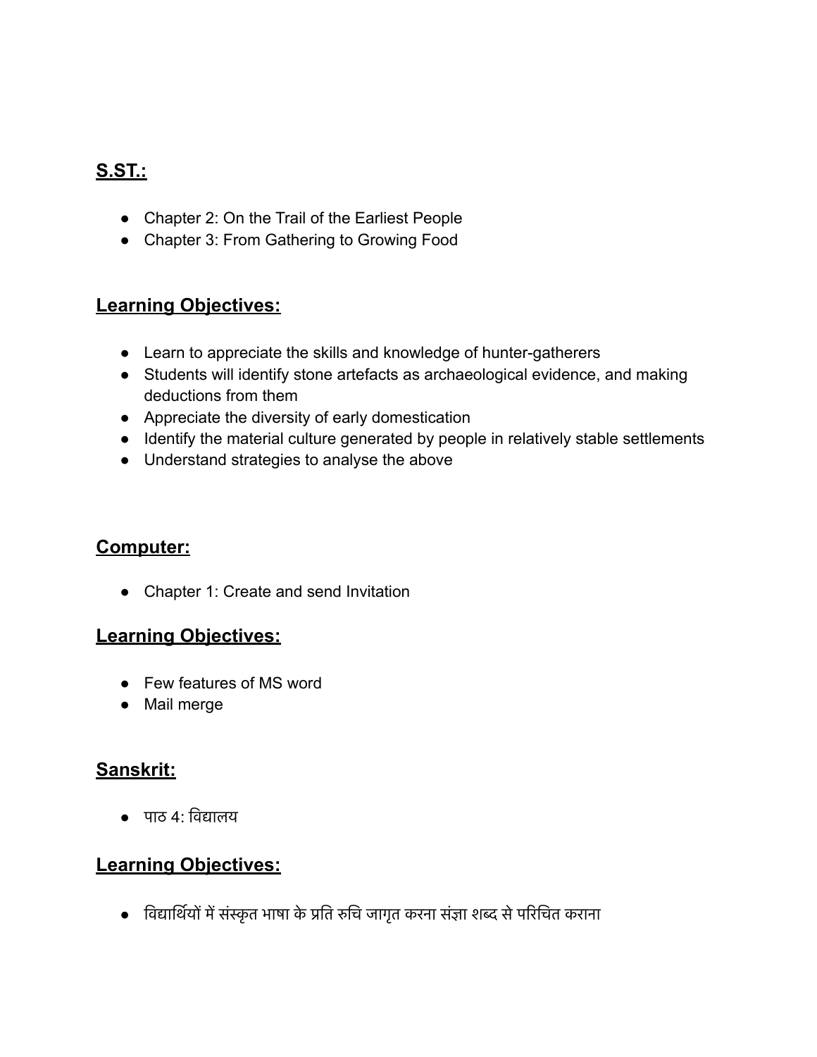## **S.ST.:**

- Chapter 2: On the Trail of the Earliest People
- Chapter 3: From Gathering to Growing Food

## **Learning Objectives:**

- Learn to appreciate the skills and knowledge of hunter-gatherers
- Students will identify stone artefacts as archaeological evidence, and making deductions from them
- Appreciate the diversity of early domestication
- Identify the material culture generated by people in relatively stable settlements
- Understand strategies to analyse the above

## **Computer:**

- Chapter 1: Create and send Invitation

## **Learning Objectives:**

- Few features of MS word
- Mail merge

## **Sanskrit:**

- पाठ 4: विद्यालय

## **Learning Objectives:**

- विद्यार्थियों में संस्कृत भाषा के प्रति रुचि जागृत करना संज्ञा शब्द से परिचित कराना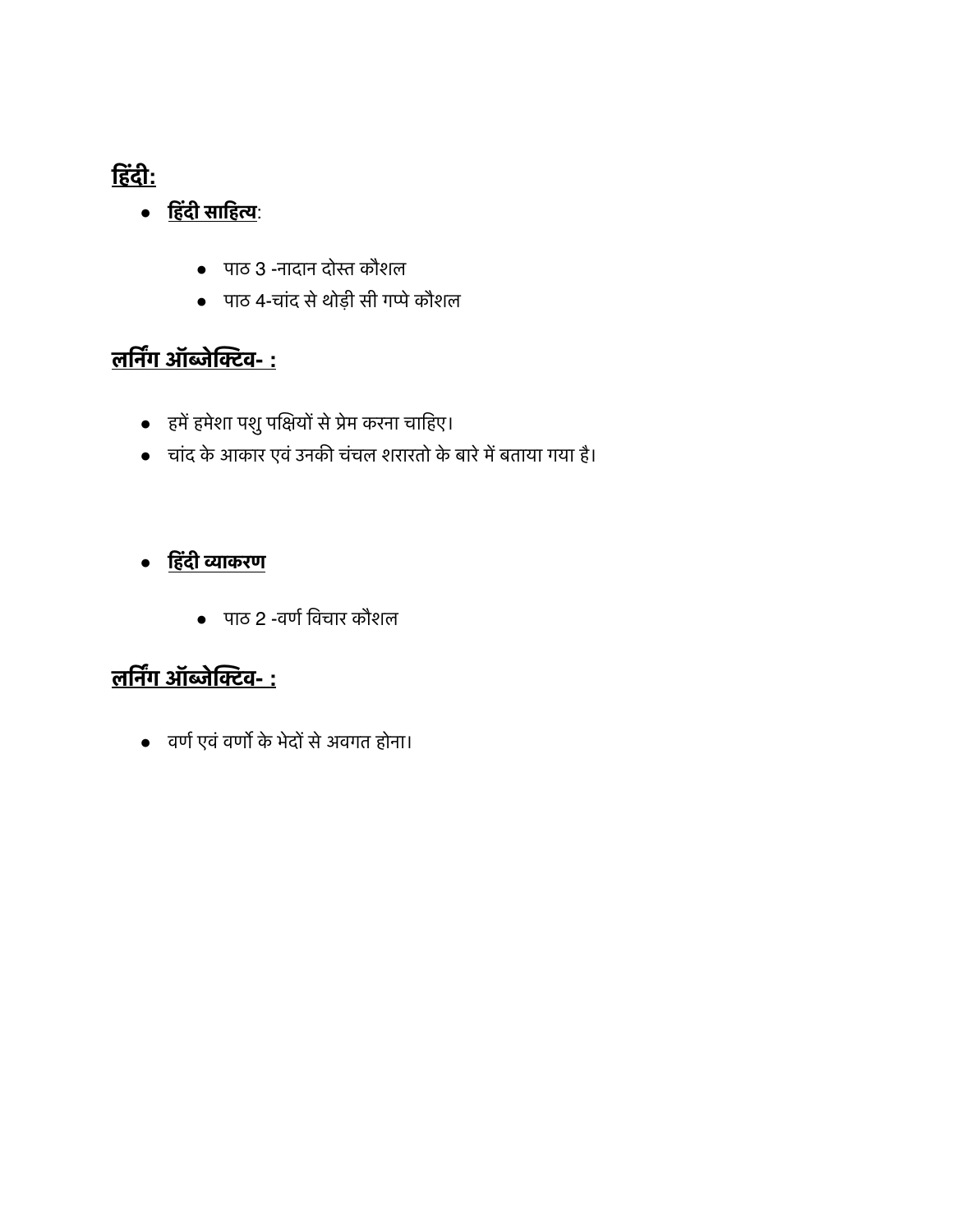## **हिंदी:**

- **हिंदी साहित्य**:
    - पाठ 3 -नादान दोस्त कौशल
    - पाठ 4-चांद से थोड़ी सी गप्पे कौशल

## **लर्निंग ऑब्जेक्टिव- :**

- हमें हमेशा पशु पक्षियों से प्रेम करना चाहिए।
- चांद के आकार एवं उनकी चंचल शरारतो के बारे में बताया गया है।

- **हिंदी व्याकरण**
    - पाठ 2 -वर्ण विचार कौशल

## **लर्निंग ऑब्जेक्टिव- :**

- वर्ण एवं वर्णो के भेदों से अवगत होना।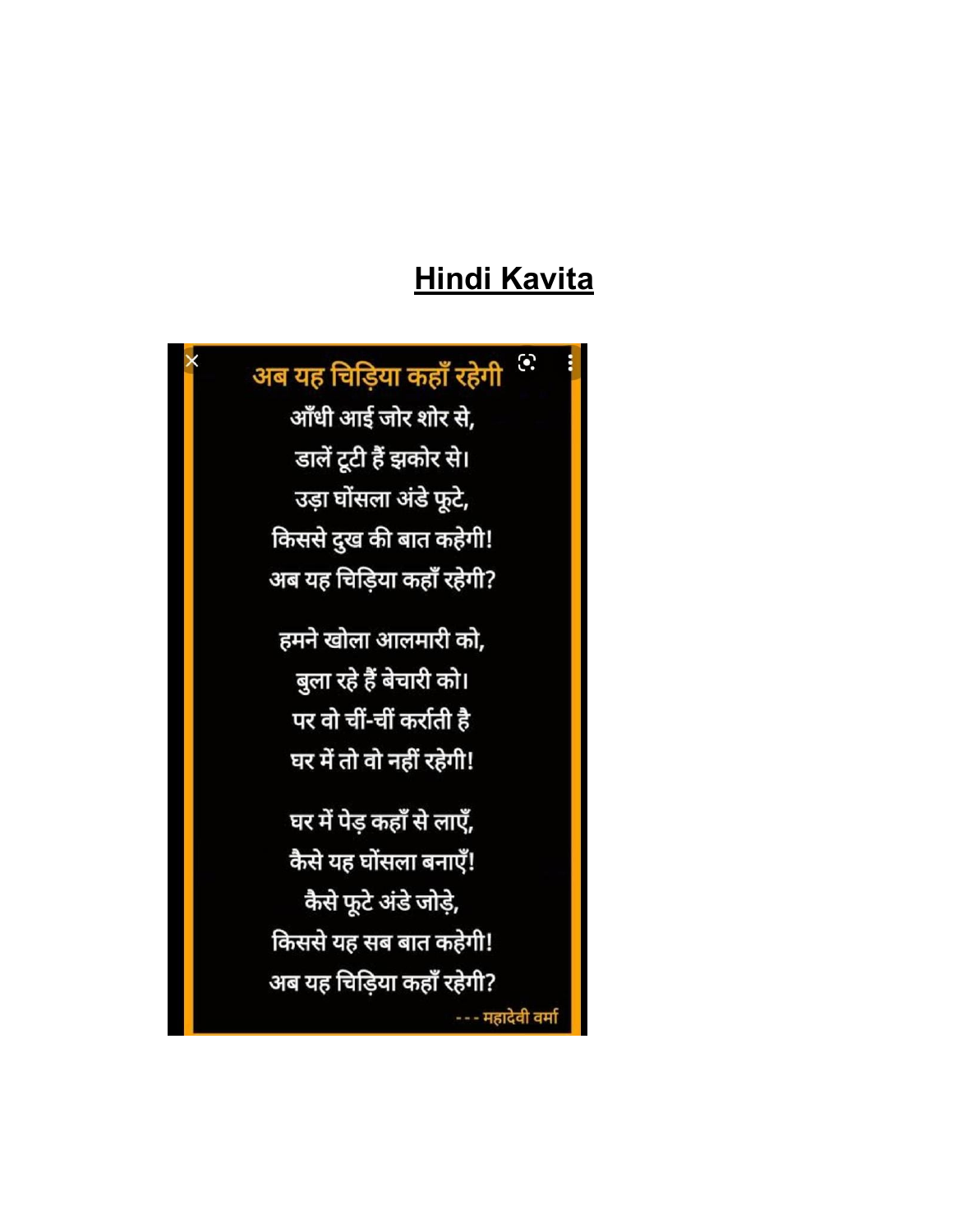# Hindi Kavita

## अब यह चिड़िया कहाँ रहेगी

आँधी आई जोर शोर से,
डालें टूटी हैं झकोर से।
उड़ा घोंसला अंडे फूटे,
किससे दुख की बात कहेगी!
अब यह चिड़िया कहाँ रहेगी?

हमने खोला आलमारी को,
बुला रहे हैं बेचारी को।
पर वो चीं-चीं कर्राती है
घर में तो वो नहीं रहेगी!

घर में पेड़ कहाँ से लाएँ,
कैसे यह घोंसला बनाएँ!
कैसे फूटे अंडे जोड़े,
किससे यह सब बात कहेगी!
अब यह चिड़िया कहाँ रहेगी?

--- महादेवी वर्मा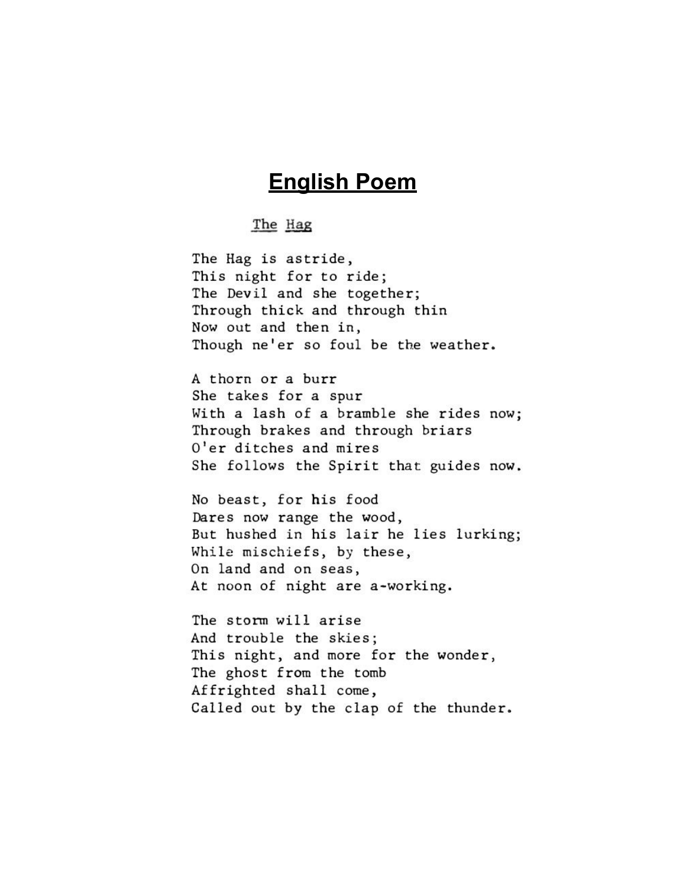# English Poem

## The Hag

The Hag is astride,  
This night for to ride;  
The Devil and she together;  
Through thick and through thin  
Now out and then in,  
Though ne'er so foul be the weather.

A thorn or a burr  
She takes for a spur  
With a lash of a bramble she rides now;  
Through brakes and through briars  
O'er ditches and mires  
She follows the Spirit that guides now.

No beast, for his food  
Dares now range the wood,  
But hushed in his lair he lies lurking;  
While mischiefs, by these,  
On land and on seas,  
At noon of night are a-working.

The storm will arise  
And trouble the skies;  
This night, and more for the wonder,  
The ghost from the tomb  
Affrighted shall come,  
Called out by the clap of the thunder.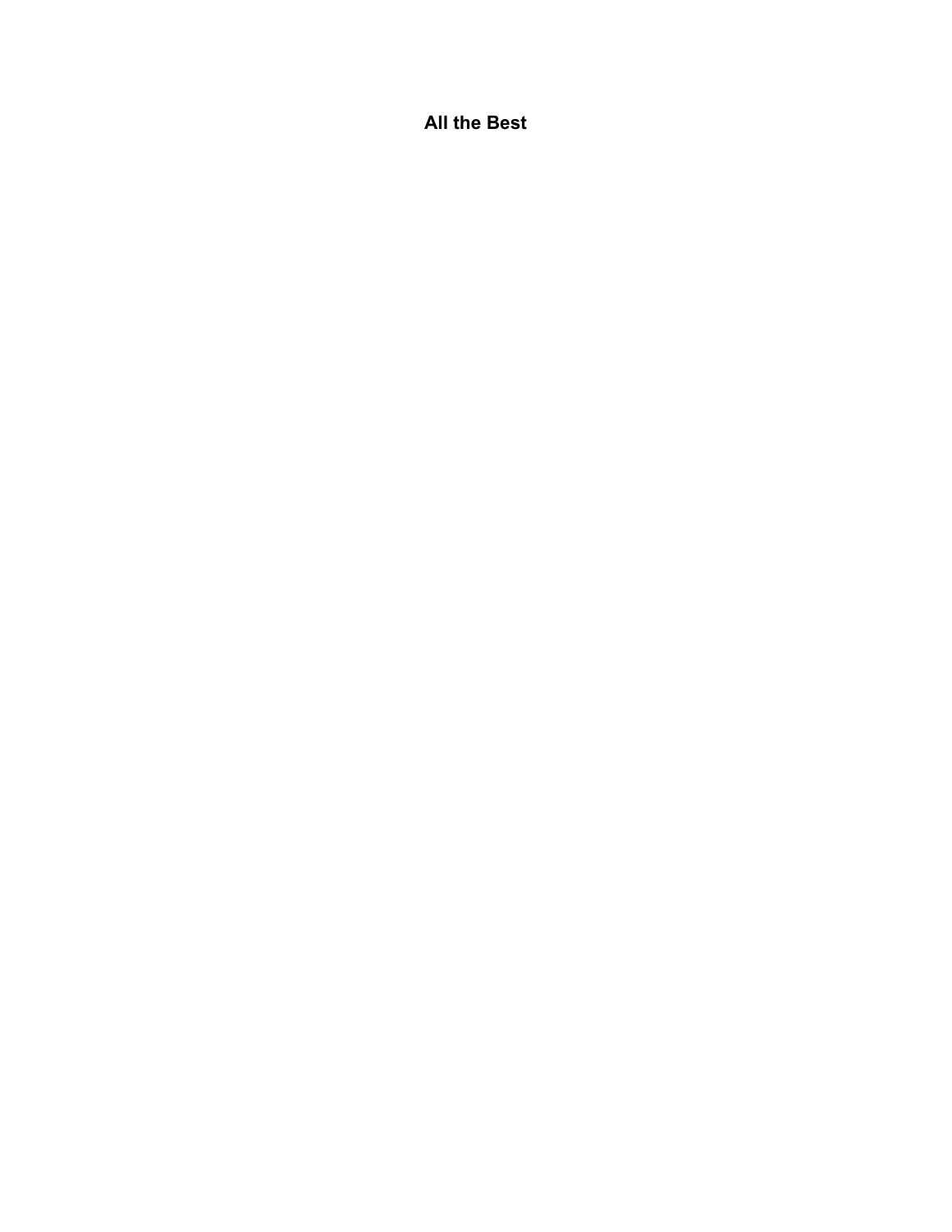**All the Best**